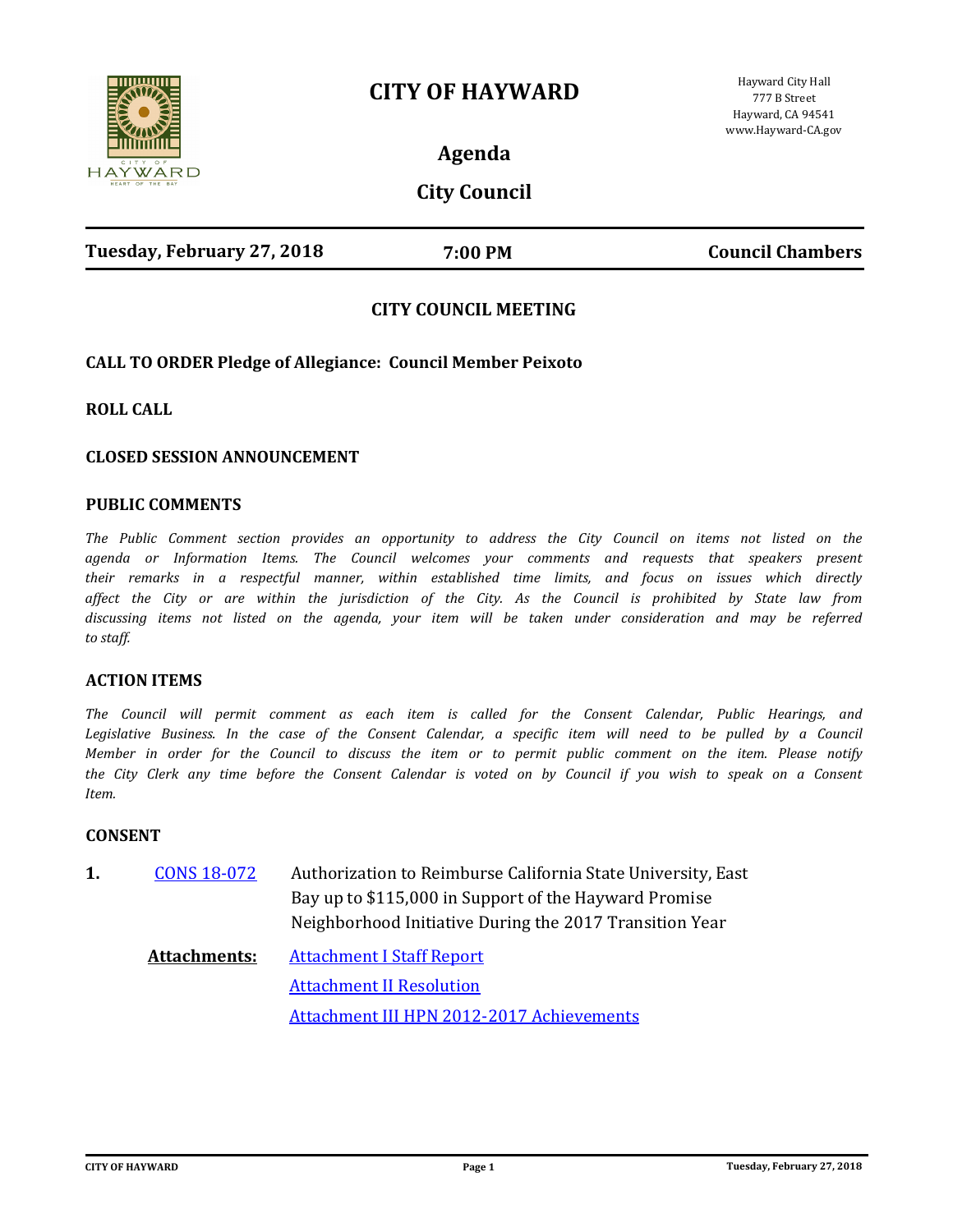# CITY OF HAYWARD

Hayward City Hall
777 B Street
Hayward, CA 94541
www.Hayward-CA.gov

## Agenda

## City Council

**Tuesday, February 27, 2018** | **7:00 PM** | **Council Chambers**

### CITY COUNCIL MEETING

**CALL TO ORDER Pledge of Allegiance: Council Member Peixoto**

**ROLL CALL**

**CLOSED SESSION ANNOUNCEMENT**

**PUBLIC COMMENTS**

*The Public Comment section provides an opportunity to address the City Council on items not listed on the agenda or Information Items. The Council welcomes your comments and requests that speakers present their remarks in a respectful manner, within established time limits, and focus on issues which directly affect the City or are within the jurisdiction of the City. As the Council is prohibited by State law from discussing items not listed on the agenda, your item will be taken under consideration and may be referred to staff.*

**ACTION ITEMS**

*The Council will permit comment as each item is called for the Consent Calendar, Public Hearings, and Legislative Business. In the case of the Consent Calendar, a specific item will need to be pulled by a Council Member in order for the Council to discuss the item or to permit public comment on the item. Please notify the City Clerk any time before the Consent Calendar is voted on by Council if you wish to speak on a Consent Item.*

**CONSENT**

**1.** CONS 18-072 Authorization to Reimburse California State University, East Bay up to $115,000 in Support of the Hayward Promise Neighborhood Initiative During the 2017 Transition Year

**Attachments:** Attachment I Staff Report
Attachment II Resolution
Attachment III HPN 2012-2017 Achievements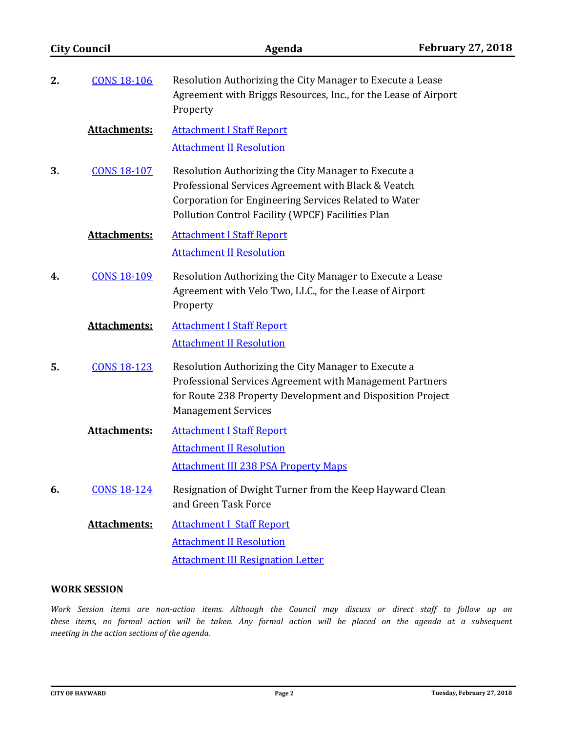**2.** CONS 18-106 Resolution Authorizing the City Manager to Execute a Lease Agreement with Briggs Resources, Inc., for the Lease of Airport Property

**Attachments:** Attachment I Staff Report
Attachment II Resolution

**3.** CONS 18-107 Resolution Authorizing the City Manager to Execute a Professional Services Agreement with Black & Veatch Corporation for Engineering Services Related to Water Pollution Control Facility (WPCF) Facilities Plan

**Attachments:** Attachment I Staff Report
Attachment II Resolution

**4.** CONS 18-109 Resolution Authorizing the City Manager to Execute a Lease Agreement with Velo Two, LLC., for the Lease of Airport Property

**Attachments:** Attachment I Staff Report
Attachment II Resolution

**5.** CONS 18-123 Resolution Authorizing the City Manager to Execute a Professional Services Agreement with Management Partners for Route 238 Property Development and Disposition Project Management Services

**Attachments:** Attachment I Staff Report
Attachment II Resolution
Attachment III 238 PSA Property Maps

**6.** CONS 18-124 Resignation of Dwight Turner from the Keep Hayward Clean and Green Task Force

**Attachments:** Attachment I Staff Report
Attachment II Resolution
Attachment III Resignation Letter

## WORK SESSION

*Work Session items are non-action items. Although the Council may discuss or direct staff to follow up on these items, no formal action will be taken. Any formal action will be placed on the agenda at a subsequent meeting in the action sections of the agenda.*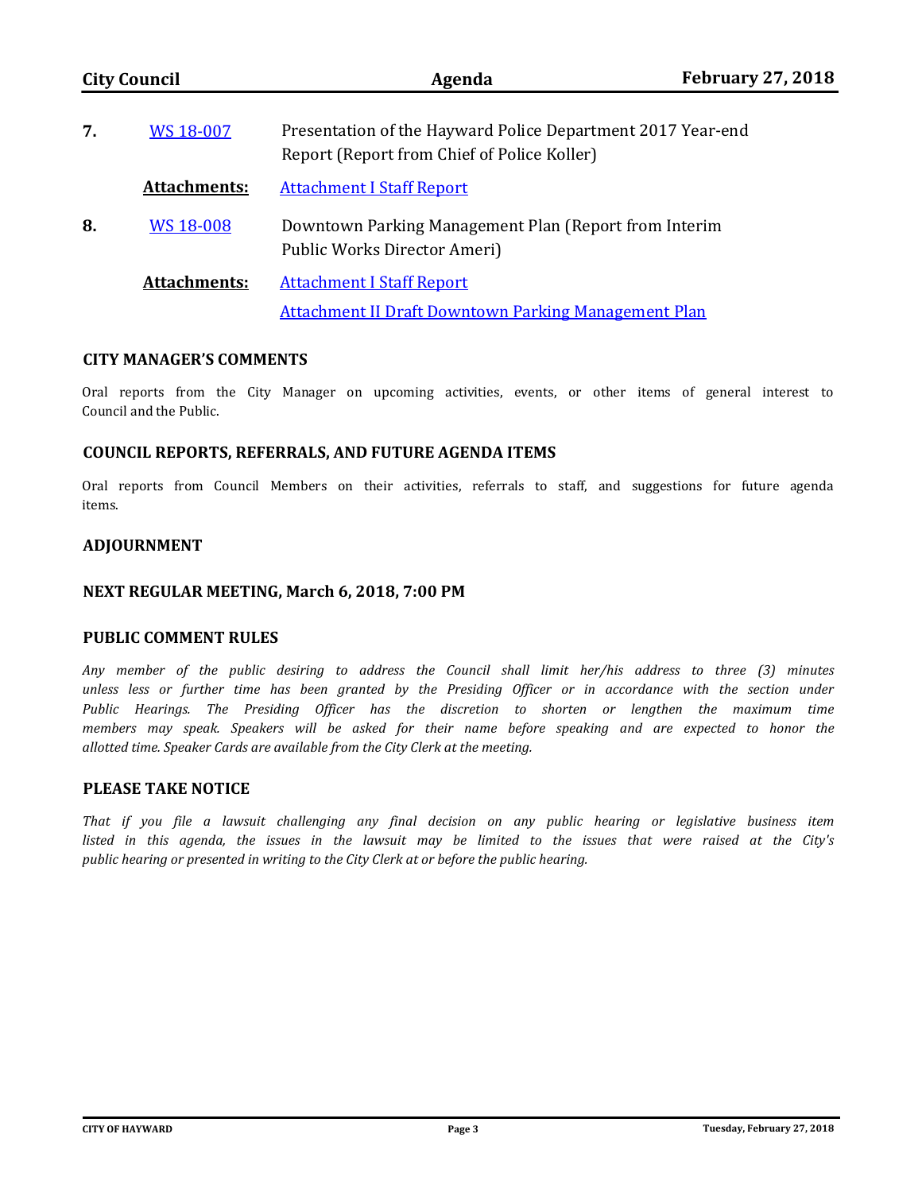**7.** WS 18-007 Presentation of the Hayward Police Department 2017 Year-end Report (Report from Chief of Police Koller)

**Attachments:** Attachment I Staff Report

**8.** WS 18-008 Downtown Parking Management Plan (Report from Interim Public Works Director Ameri)

**Attachments:** Attachment I Staff Report

Attachment II Draft Downtown Parking Management Plan

## CITY MANAGER'S COMMENTS

Oral reports from the City Manager on upcoming activities, events, or other items of general interest to Council and the Public.

## COUNCIL REPORTS, REFERRALS, AND FUTURE AGENDA ITEMS

Oral reports from Council Members on their activities, referrals to staff, and suggestions for future agenda items.

## ADJOURNMENT

## NEXT REGULAR MEETING, March 6, 2018, 7:00 PM

## PUBLIC COMMENT RULES

*Any member of the public desiring to address the Council shall limit her/his address to three (3) minutes unless less or further time has been granted by the Presiding Officer or in accordance with the section under Public Hearings. The Presiding Officer has the discretion to shorten or lengthen the maximum time members may speak. Speakers will be asked for their name before speaking and are expected to honor the allotted time. Speaker Cards are available from the City Clerk at the meeting.*

## PLEASE TAKE NOTICE

*That if you file a lawsuit challenging any final decision on any public hearing or legislative business item listed in this agenda, the issues in the lawsuit may be limited to the issues that were raised at the City's public hearing or presented in writing to the City Clerk at or before the public hearing.*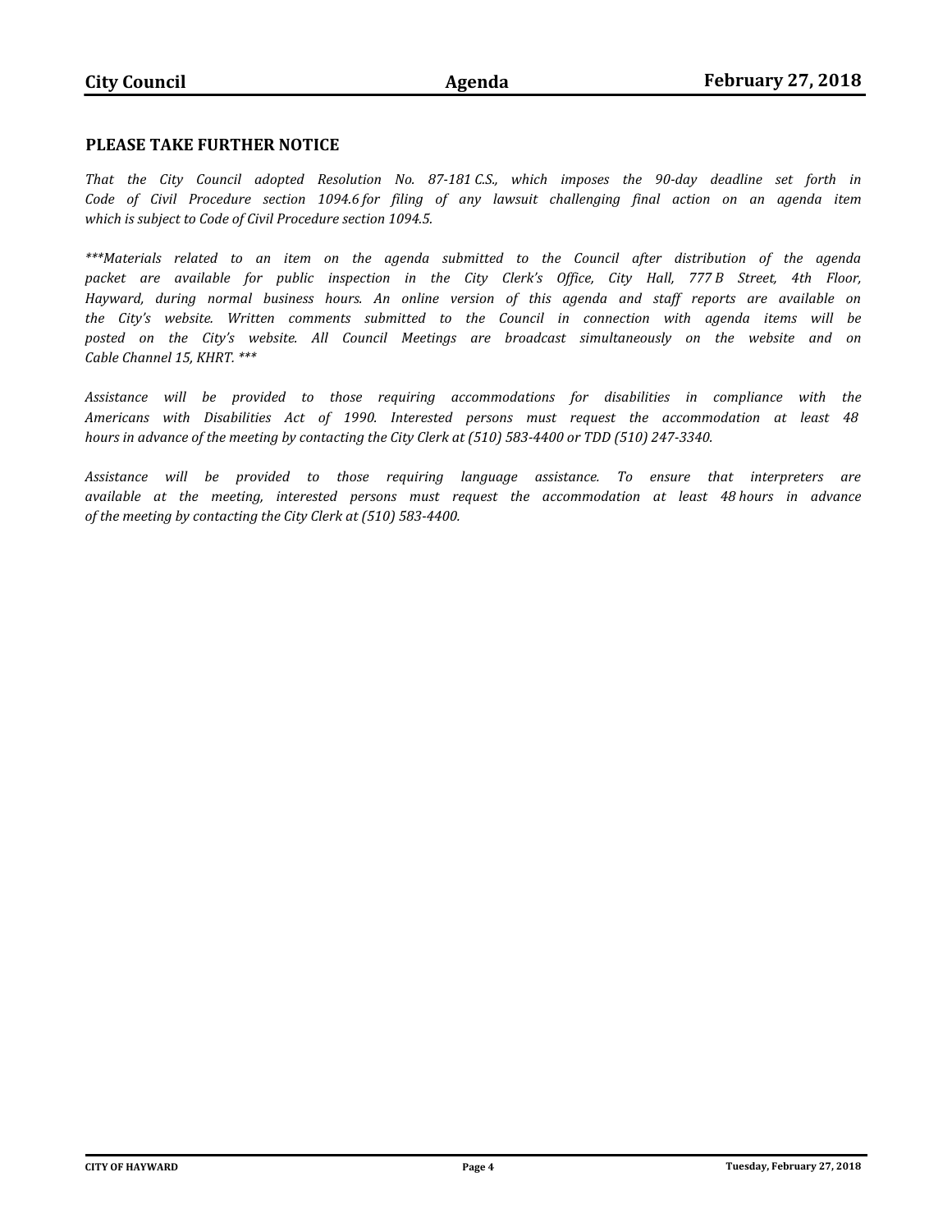## PLEASE TAKE FURTHER NOTICE

*That the City Council adopted Resolution No. 87-181 C.S., which imposes the 90-day deadline set forth in Code of Civil Procedure section 1094.6 for filing of any lawsuit challenging final action on an agenda item which is subject to Code of Civil Procedure section 1094.5.*

****Materials related to an item on the agenda submitted to the Council after distribution of the agenda packet are available for public inspection in the City Clerk's Office, City Hall, 777 B Street, 4th Floor, Hayward, during normal business hours. An online version of this agenda and staff reports are available on the City's website. Written comments submitted to the Council in connection with agenda items will be posted on the City's website. All Council Meetings are broadcast simultaneously on the website and on Cable Channel 15, KHRT. ****

*Assistance will be provided to those requiring accommodations for disabilities in compliance with the Americans with Disabilities Act of 1990. Interested persons must request the accommodation at least 48 hours in advance of the meeting by contacting the City Clerk at (510) 583-4400 or TDD (510) 247-3340.*

*Assistance will be provided to those requiring language assistance. To ensure that interpreters are available at the meeting, interested persons must request the accommodation at least 48 hours in advance of the meeting by contacting the City Clerk at (510) 583-4400.*